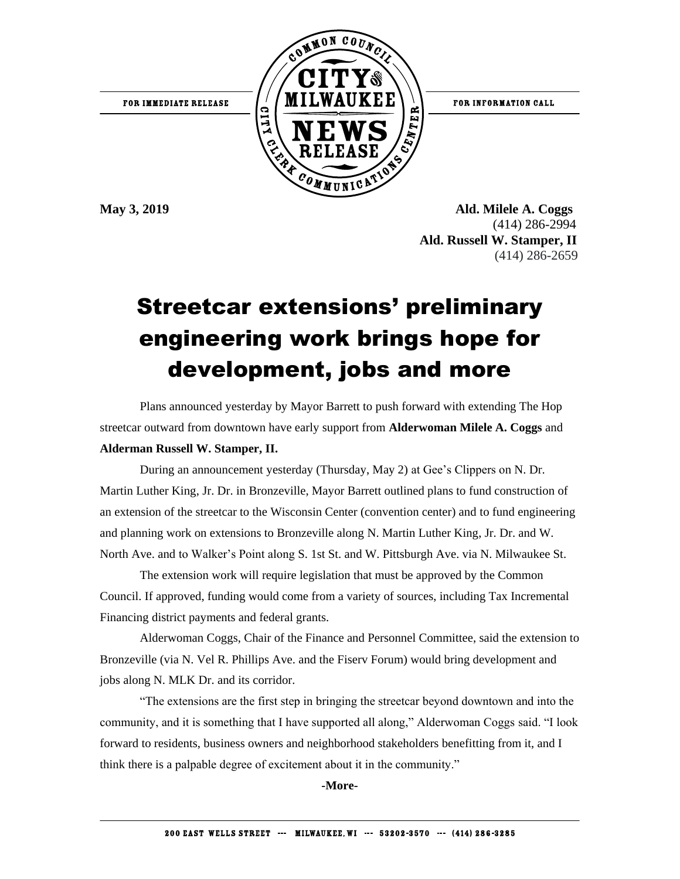FOR IMMEDIATE RELEASE

COMMON COUNCIL CITY OF MILWAUKEE NEWS RELEASE — CITY CLERK COMMUNICATIONS CENTER

FOR INFORMATION CALL

**May 3, 2019**

**Ald. Milele A. Coggs**
(414) 286-2994
**Ald. Russell W. Stamper, II**
(414) 286-2659

# Streetcar extensions' preliminary engineering work brings hope for development, jobs and more

Plans announced yesterday by Mayor Barrett to push forward with extending The Hop streetcar outward from downtown have early support from **Alderwoman Milele A. Coggs** and **Alderman Russell W. Stamper, II.**

During an announcement yesterday (Thursday, May 2) at Gee's Clippers on N. Dr. Martin Luther King, Jr. Dr. in Bronzeville, Mayor Barrett outlined plans to fund construction of an extension of the streetcar to the Wisconsin Center (convention center) and to fund engineering and planning work on extensions to Bronzeville along N. Martin Luther King, Jr. Dr. and W. North Ave. and to Walker's Point along S. 1st St. and W. Pittsburgh Ave. via N. Milwaukee St.

The extension work will require legislation that must be approved by the Common Council. If approved, funding would come from a variety of sources, including Tax Incremental Financing district payments and federal grants.

Alderwoman Coggs, Chair of the Finance and Personnel Committee, said the extension to Bronzeville (via N. Vel R. Phillips Ave. and the Fiserv Forum) would bring development and jobs along N. MLK Dr. and its corridor.

"The extensions are the first step in bringing the streetcar beyond downtown and into the community, and it is something that I have supported all along," Alderwoman Coggs said. "I look forward to residents, business owners and neighborhood stakeholders benefitting from it, and I think there is a palpable degree of excitement about it in the community."

**-More-**

200 EAST WELLS STREET --- MILWAUKEE, WI --- 53202-3570 --- (414) 286-3285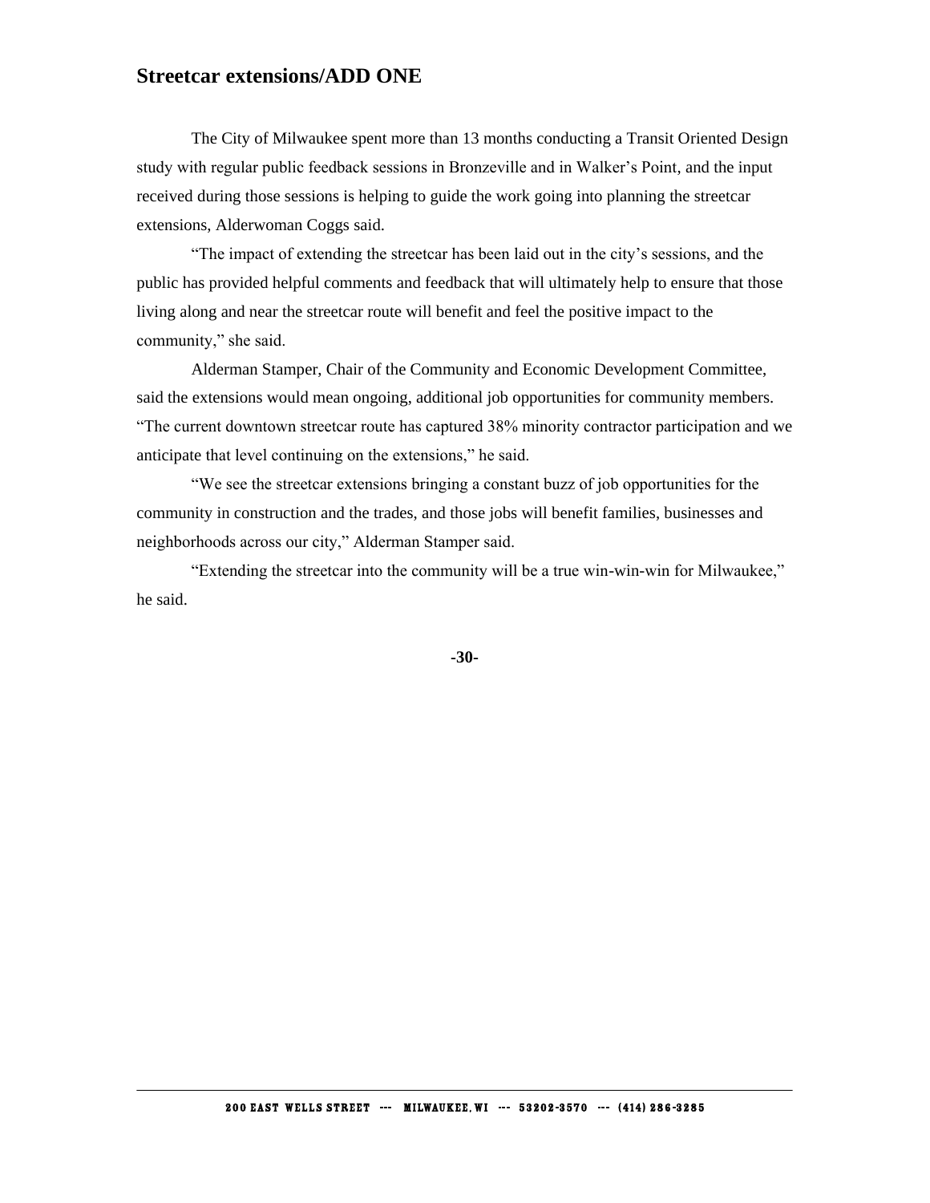## Streetcar extensions/ADD ONE

The City of Milwaukee spent more than 13 months conducting a Transit Oriented Design study with regular public feedback sessions in Bronzeville and in Walker's Point, and the input received during those sessions is helping to guide the work going into planning the streetcar extensions, Alderwoman Coggs said.

"The impact of extending the streetcar has been laid out in the city's sessions, and the public has provided helpful comments and feedback that will ultimately help to ensure that those living along and near the streetcar route will benefit and feel the positive impact to the community," she said.

Alderman Stamper, Chair of the Community and Economic Development Committee, said the extensions would mean ongoing, additional job opportunities for community members. "The current downtown streetcar route has captured 38% minority contractor participation and we anticipate that level continuing on the extensions," he said.

"We see the streetcar extensions bringing a constant buzz of job opportunities for the community in construction and the trades, and those jobs will benefit families, businesses and neighborhoods across our city," Alderman Stamper said.

"Extending the streetcar into the community will be a true win-win-win for Milwaukee," he said.

**-30-**

200 EAST WELLS STREET --- MILWAUKEE, WI --- 53202-3570 --- (414) 286-3285